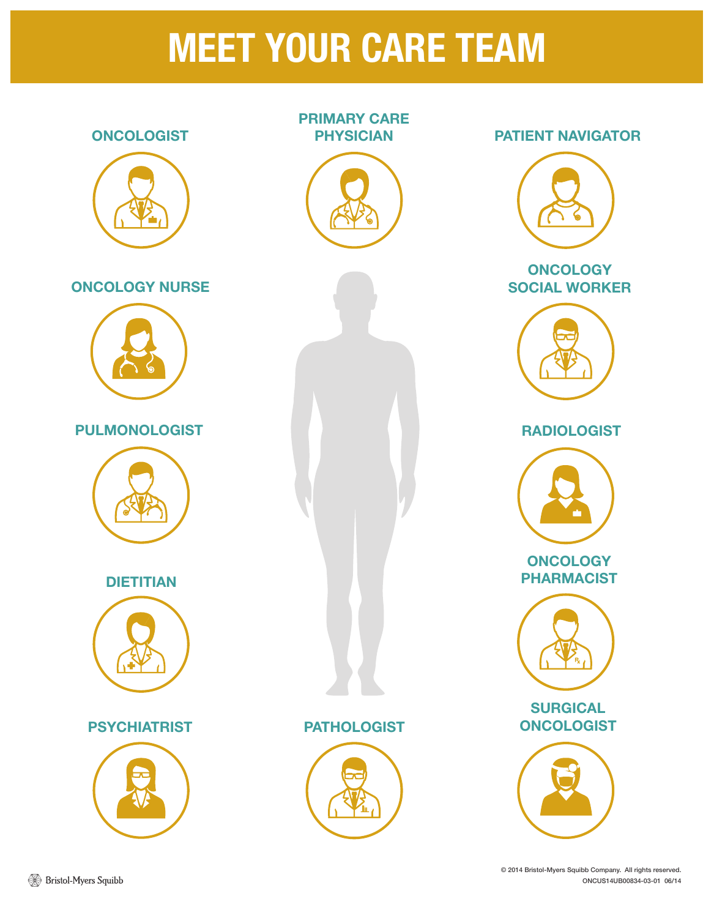# MEET YOUR CARE TEAM

ONCOLOGIST

PRIMARY CARE PHYSICIAN

PATIENT NAVIGATOR

ONCOLOGY NURSE

ONCOLOGY SOCIAL WORKER

PULMONOLOGIST

RADIOLOGIST

DIETITIAN

ONCOLOGY PHARMACIST

PSYCHIATRIST

PATHOLOGIST

SURGICAL ONCOLOGIST

Bristol-Myers Squibb

© 2014 Bristol-Myers Squibb Company. All rights reserved.
ONCUS14UB00834-03-01 06/14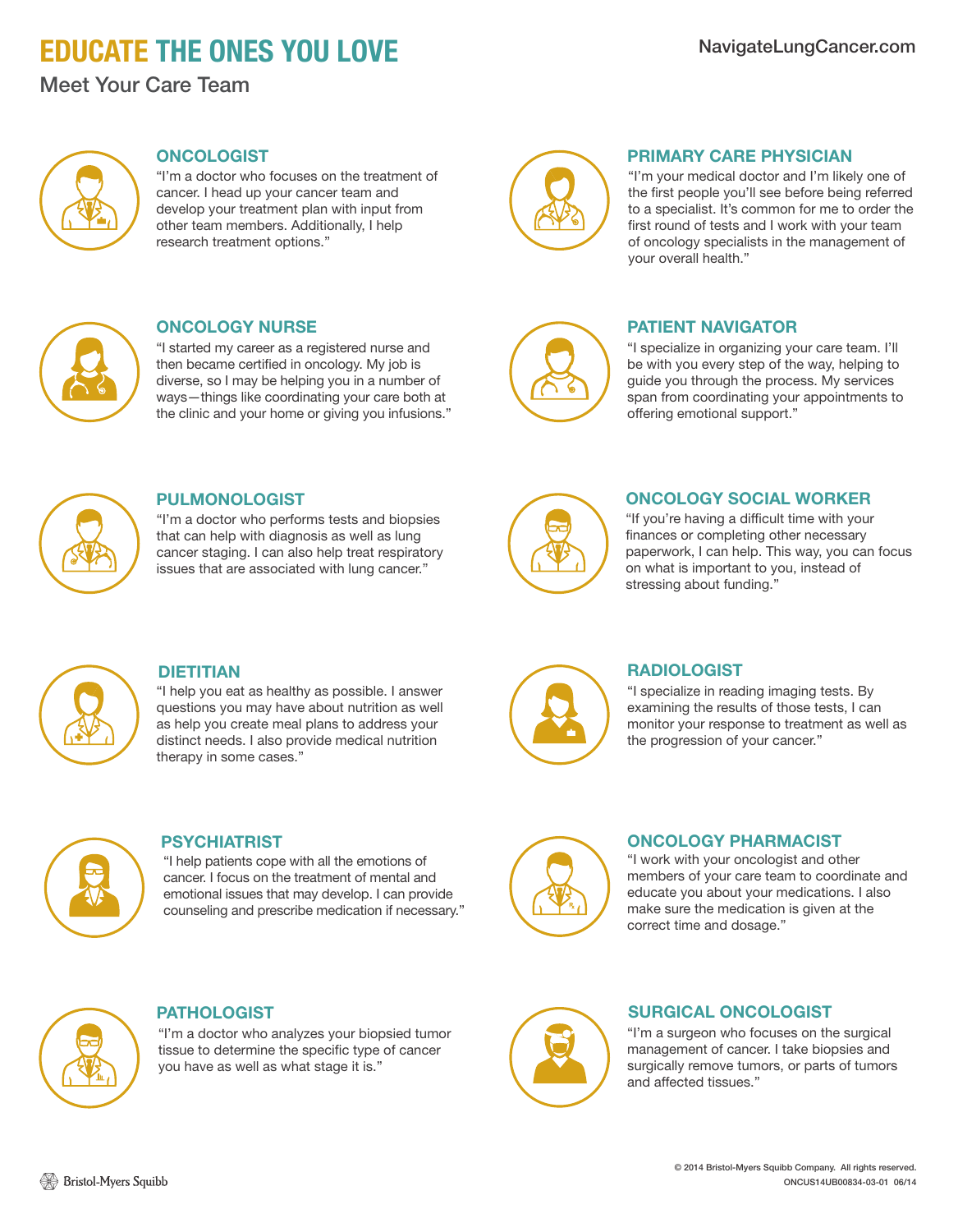# EDUCATE THE ONES YOU LOVE

NavigateLungCancer.com

## Meet Your Care Team

### ONCOLOGIST

"I'm a doctor who focuses on the treatment of cancer. I head up your cancer team and develop your treatment plan with input from other team members. Additionally, I help research treatment options."

### PRIMARY CARE PHYSICIAN

"I'm your medical doctor and I'm likely one of the first people you'll see before being referred to a specialist. It's common for me to order the first round of tests and I work with your team of oncology specialists in the management of your overall health."

### ONCOLOGY NURSE

"I started my career as a registered nurse and then became certified in oncology. My job is diverse, so I may be helping you in a number of ways—things like coordinating your care both at the clinic and your home or giving you infusions."

### PATIENT NAVIGATOR

"I specialize in organizing your care team. I'll be with you every step of the way, helping to guide you through the process. My services span from coordinating your appointments to offering emotional support."

### PULMONOLOGIST

"I'm a doctor who performs tests and biopsies that can help with diagnosis as well as lung cancer staging. I can also help treat respiratory issues that are associated with lung cancer."

### ONCOLOGY SOCIAL WORKER

"If you're having a difficult time with your finances or completing other necessary paperwork, I can help. This way, you can focus on what is important to you, instead of stressing about funding."

### DIETITIAN

"I help you eat as healthy as possible. I answer questions you may have about nutrition as well as help you create meal plans to address your distinct needs. I also provide medical nutrition therapy in some cases."

### RADIOLOGIST

"I specialize in reading imaging tests. By examining the results of those tests, I can monitor your response to treatment as well as the progression of your cancer."

### PSYCHIATRIST

"I help patients cope with all the emotions of cancer. I focus on the treatment of mental and emotional issues that may develop. I can provide counseling and prescribe medication if necessary."

### ONCOLOGY PHARMACIST

"I work with your oncologist and other members of your care team to coordinate and educate you about your medications. I also make sure the medication is given at the correct time and dosage."

### PATHOLOGIST

"I'm a doctor who analyzes your biopsied tumor tissue to determine the specific type of cancer you have as well as what stage it is."

### SURGICAL ONCOLOGIST

"I'm a surgeon who focuses on the surgical management of cancer. I take biopsies and surgically remove tumors, or parts of tumors and affected tissues."

Bristol-Myers Squibb

© 2014 Bristol-Myers Squibb Company. All rights reserved.
ONCUS14UB00834-03-01 06/14